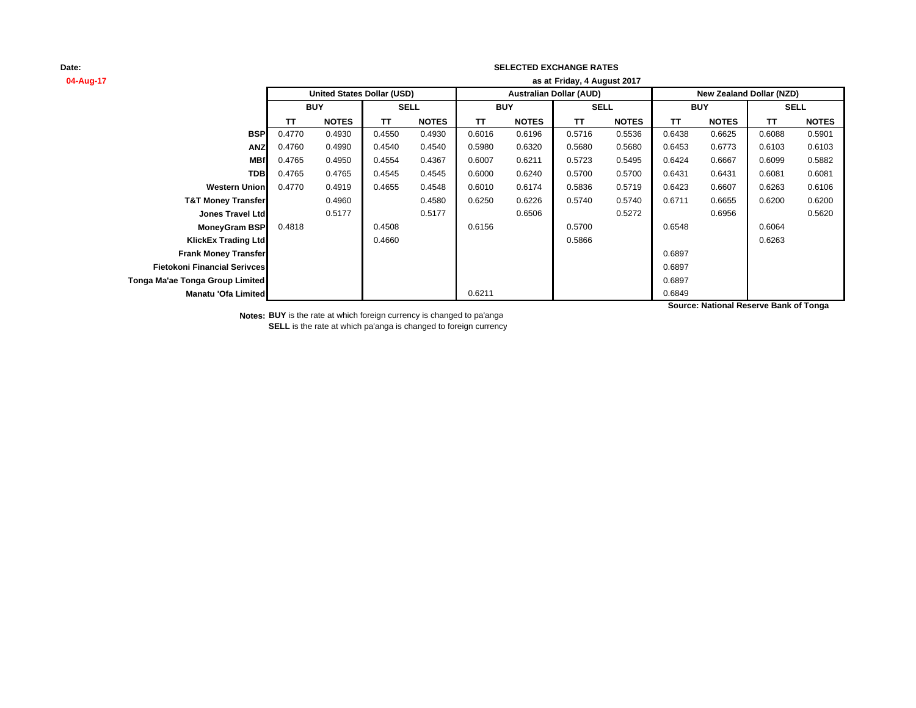Date:
04-Aug-17

## SELECTED EXCHANGE RATES

as at Friday, 4 August 2017

| | United States Dollar (USD) | | | | Australian Dollar (AUD) | | | | New Zealand Dollar (NZD) | | | |
|---|---|---|---|---|---|---|---|---|---|---|---|---|
| | BUY | | SELL | | BUY | | SELL | | BUY | | SELL | |
| | TT | NOTES | TT | NOTES | TT | NOTES | TT | NOTES | TT | NOTES | TT | NOTES |
| BSP | 0.4770 | 0.4930 | 0.4550 | 0.4930 | 0.6016 | 0.6196 | 0.5716 | 0.5536 | 0.6438 | 0.6625 | 0.6088 | 0.5901 |
| ANZ | 0.4760 | 0.4990 | 0.4540 | 0.4540 | 0.5980 | 0.6320 | 0.5680 | 0.5680 | 0.6453 | 0.6773 | 0.6103 | 0.6103 |
| MBf | 0.4765 | 0.4950 | 0.4554 | 0.4367 | 0.6007 | 0.6211 | 0.5723 | 0.5495 | 0.6424 | 0.6667 | 0.6099 | 0.5882 |
| TDB | 0.4765 | 0.4765 | 0.4545 | 0.4545 | 0.6000 | 0.6240 | 0.5700 | 0.5700 | 0.6431 | 0.6431 | 0.6081 | 0.6081 |
| Western Union | 0.4770 | 0.4919 | 0.4655 | 0.4548 | 0.6010 | 0.6174 | 0.5836 | 0.5719 | 0.6423 | 0.6607 | 0.6263 | 0.6106 |
| T&T Money Transfer | | 0.4960 | | 0.4580 | 0.6250 | 0.6226 | 0.5740 | 0.5740 | 0.6711 | 0.6655 | 0.6200 | 0.6200 |
| Jones Travel Ltd | | 0.5177 | | 0.5177 | | 0.6506 | | 0.5272 | | 0.6956 | | 0.5620 |
| MoneyGram BSP | 0.4818 | | 0.4508 | | 0.6156 | | 0.5700 | | 0.6548 | | 0.6064 | |
| KlickEx Trading Ltd | | | 0.4660 | | | | 0.5866 | | | | 0.6263 | |
| Frank Money Transfer | | | | | | | | | 0.6897 | | | |
| Fietokoni Financial Serivces | | | | | | | | | 0.6897 | | | |
| Tonga Ma'ae Tonga Group Limited | | | | | | | | | 0.6897 | | | |
| Manatu 'Ofa Limited | | | | | 0.6211 | | | | 0.6849 | | | |

**Source: National Reserve Bank of Tonga**

**Notes:** **BUY** is the rate at which foreign currency is changed to pa'anga
**SELL** is the rate at which pa'anga is changed to foreign currency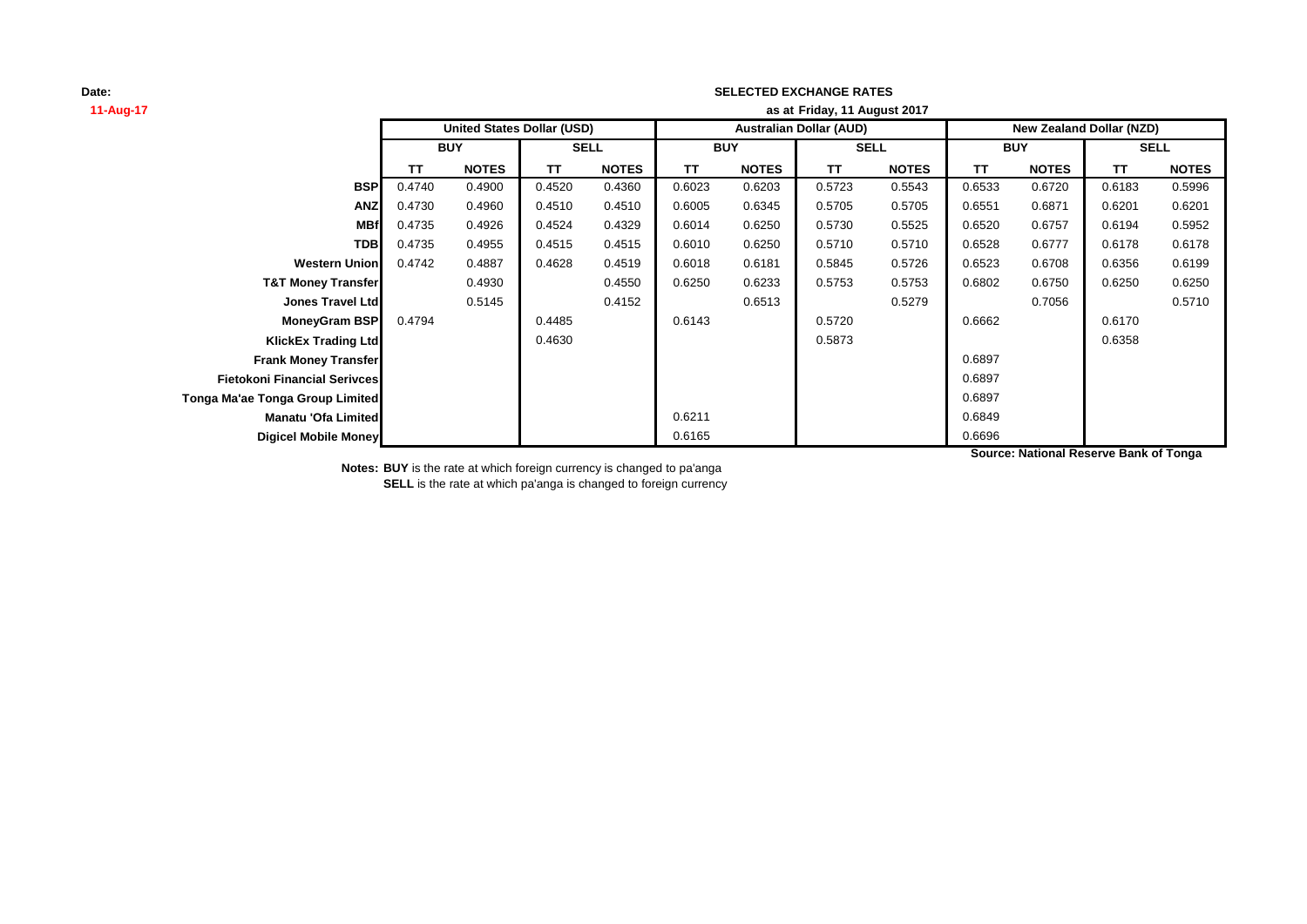**Date:**
**11-Aug-17**

**SELECTED EXCHANGE RATES**
**as at Friday, 11 August 2017**

| | United States Dollar (USD) | | | | Australian Dollar (AUD) | | | | New Zealand Dollar (NZD) | | | |
|---|---|---|---|---|---|---|---|---|---|---|---|---|
| | BUY | | SELL | | BUY | | SELL | | BUY | | SELL | |
| | TT | NOTES | TT | NOTES | TT | NOTES | TT | NOTES | TT | NOTES | TT | NOTES |
| **BSP** | 0.4740 | 0.4900 | 0.4520 | 0.4360 | 0.6023 | 0.6203 | 0.5723 | 0.5543 | 0.6533 | 0.6720 | 0.6183 | 0.5996 |
| **ANZ** | 0.4730 | 0.4960 | 0.4510 | 0.4510 | 0.6005 | 0.6345 | 0.5705 | 0.5705 | 0.6551 | 0.6871 | 0.6201 | 0.6201 |
| **MBf** | 0.4735 | 0.4926 | 0.4524 | 0.4329 | 0.6014 | 0.6250 | 0.5730 | 0.5525 | 0.6520 | 0.6757 | 0.6194 | 0.5952 |
| **TDB** | 0.4735 | 0.4955 | 0.4515 | 0.4515 | 0.6010 | 0.6250 | 0.5710 | 0.5710 | 0.6528 | 0.6777 | 0.6178 | 0.6178 |
| **Western Union** | 0.4742 | 0.4887 | 0.4628 | 0.4519 | 0.6018 | 0.6181 | 0.5845 | 0.5726 | 0.6523 | 0.6708 | 0.6356 | 0.6199 |
| **T&T Money Transfer** | | 0.4930 | | 0.4550 | 0.6250 | 0.6233 | 0.5753 | 0.5753 | 0.6802 | 0.6750 | 0.6250 | 0.6250 |
| **Jones Travel Ltd** | | 0.5145 | | 0.4152 | | 0.6513 | | 0.5279 | | 0.7056 | | 0.5710 |
| **MoneyGram BSP** | 0.4794 | | 0.4485 | | 0.6143 | | 0.5720 | | 0.6662 | | 0.6170 | |
| **KlickEx Trading Ltd** | | | 0.4630 | | | | 0.5873 | | | | 0.6358 | |
| **Frank Money Transfer** | | | | | | | | | 0.6897 | | | |
| **Fietokoni Financial Serivces** | | | | | | | | | 0.6897 | | | |
| **Tonga Ma'ae Tonga Group Limited** | | | | | | | | | 0.6897 | | | |
| **Manatu 'Ofa Limited** | | | | | 0.6211 | | | | 0.6849 | | | |
| **Digicel Mobile Money** | | | | | 0.6165 | | | | 0.6696 | | | |

**Source: National Reserve Bank of Tonga**

**Notes: BUY** is the rate at which foreign currency is changed to pa'anga
**SELL** is the rate at which pa'anga is changed to foreign currency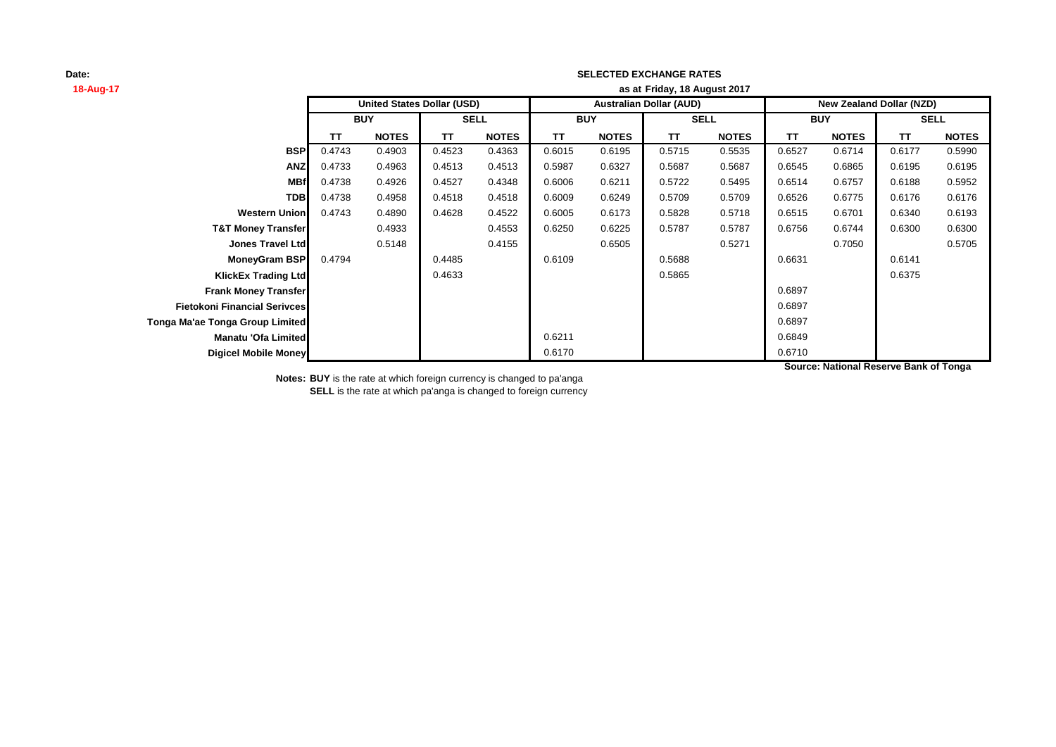**Date:**
**18-Aug-17**

**SELECTED EXCHANGE RATES**

**as at Friday, 18 August 2017**

| | United States Dollar (USD) | | | | Australian Dollar (AUD) | | | | New Zealand Dollar (NZD) | | | |
|---|---|---|---|---|---|---|---|---|---|---|---|---|
| | BUY | | SELL | | BUY | | SELL | | BUY | | SELL | |
| | TT | NOTES | TT | NOTES | TT | NOTES | TT | NOTES | TT | NOTES | TT | NOTES |
| **BSP** | 0.4743 | 0.4903 | 0.4523 | 0.4363 | 0.6015 | 0.6195 | 0.5715 | 0.5535 | 0.6527 | 0.6714 | 0.6177 | 0.5990 |
| **ANZ** | 0.4733 | 0.4963 | 0.4513 | 0.4513 | 0.5987 | 0.6327 | 0.5687 | 0.5687 | 0.6545 | 0.6865 | 0.6195 | 0.6195 |
| **MBf** | 0.4738 | 0.4926 | 0.4527 | 0.4348 | 0.6006 | 0.6211 | 0.5722 | 0.5495 | 0.6514 | 0.6757 | 0.6188 | 0.5952 |
| **TDB** | 0.4738 | 0.4958 | 0.4518 | 0.4518 | 0.6009 | 0.6249 | 0.5709 | 0.5709 | 0.6526 | 0.6775 | 0.6176 | 0.6176 |
| **Western Union** | 0.4743 | 0.4890 | 0.4628 | 0.4522 | 0.6005 | 0.6173 | 0.5828 | 0.5718 | 0.6515 | 0.6701 | 0.6340 | 0.6193 |
| **T&T Money Transfer** | | 0.4933 | | 0.4553 | 0.6250 | 0.6225 | 0.5787 | 0.5787 | 0.6756 | 0.6744 | 0.6300 | 0.6300 |
| **Jones Travel Ltd** | | 0.5148 | | 0.4155 | | 0.6505 | | 0.5271 | | 0.7050 | | 0.5705 |
| **MoneyGram BSP** | 0.4794 | | 0.4485 | | 0.6109 | | 0.5688 | | 0.6631 | | 0.6141 | |
| **KlickEx Trading Ltd** | | | 0.4633 | | | | 0.5865 | | | | 0.6375 | |
| **Frank Money Transfer** | | | | | | | | | 0.6897 | | | |
| **Fietokoni Financial Serivces** | | | | | | | | | 0.6897 | | | |
| **Tonga Ma'ae Tonga Group Limited** | | | | | | | | | 0.6897 | | | |
| **Manatu 'Ofa Limited** | | | | | 0.6211 | | | | 0.6849 | | | |
| **Digicel Mobile Money** | | | | | 0.6170 | | | | 0.6710 | | | |

**Source: National Reserve Bank of Tonga**

**Notes: BUY** is the rate at which foreign currency is changed to pa'anga
**SELL** is the rate at which pa'anga is changed to foreign currency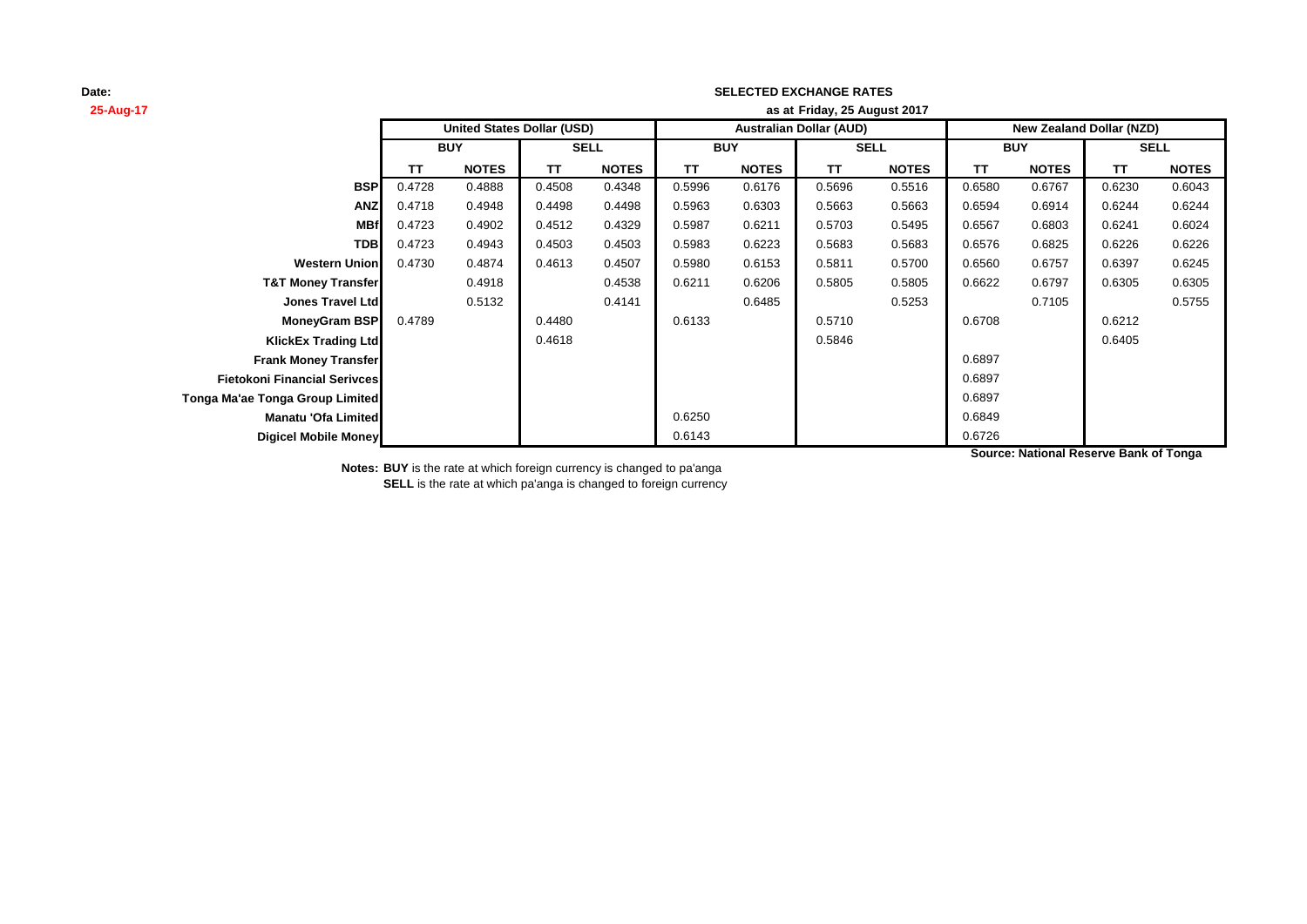**Date:**
**25-Aug-17**

# SELECTED EXCHANGE RATES

**as at Friday, 25 August 2017**

| | United States Dollar (USD) | | | | Australian Dollar (AUD) | | | | New Zealand Dollar (NZD) | | | |
|---|---|---|---|---|---|---|---|---|---|---|---|---|
| | BUY | | SELL | | BUY | | SELL | | BUY | | SELL | |
| | TT | NOTES | TT | NOTES | TT | NOTES | TT | NOTES | TT | NOTES | TT | NOTES |
| **BSP** | 0.4728 | 0.4888 | 0.4508 | 0.4348 | 0.5996 | 0.6176 | 0.5696 | 0.5516 | 0.6580 | 0.6767 | 0.6230 | 0.6043 |
| **ANZ** | 0.4718 | 0.4948 | 0.4498 | 0.4498 | 0.5963 | 0.6303 | 0.5663 | 0.5663 | 0.6594 | 0.6914 | 0.6244 | 0.6244 |
| **MBf** | 0.4723 | 0.4902 | 0.4512 | 0.4329 | 0.5987 | 0.6211 | 0.5703 | 0.5495 | 0.6567 | 0.6803 | 0.6241 | 0.6024 |
| **TDB** | 0.4723 | 0.4943 | 0.4503 | 0.4503 | 0.5983 | 0.6223 | 0.5683 | 0.5683 | 0.6576 | 0.6825 | 0.6226 | 0.6226 |
| **Western Union** | 0.4730 | 0.4874 | 0.4613 | 0.4507 | 0.5980 | 0.6153 | 0.5811 | 0.5700 | 0.6560 | 0.6757 | 0.6397 | 0.6245 |
| **T&T Money Transfer** | | 0.4918 | | 0.4538 | 0.6211 | 0.6206 | 0.5805 | 0.5805 | 0.6622 | 0.6797 | 0.6305 | 0.6305 |
| **Jones Travel Ltd** | | 0.5132 | | 0.4141 | | 0.6485 | | 0.5253 | | 0.7105 | | 0.5755 |
| **MoneyGram BSP** | 0.4789 | | 0.4480 | | 0.6133 | | 0.5710 | | 0.6708 | | 0.6212 | |
| **KlickEx Trading Ltd** | | | 0.4618 | | | | 0.5846 | | | | 0.6405 | |
| **Frank Money Transfer** | | | | | | | | | 0.6897 | | | |
| **Fietokoni Financial Serivces** | | | | | | | | | 0.6897 | | | |
| **Tonga Ma'ae Tonga Group Limited** | | | | | | | | | 0.6897 | | | |
| **Manatu 'Ofa Limited** | | | | | 0.6250 | | | | 0.6849 | | | |
| **Digicel Mobile Money** | | | | | 0.6143 | | | | 0.6726 | | | |

**Source: National Reserve Bank of Tonga**

**Notes: BUY** is the rate at which foreign currency is changed to pa'anga
**SELL** is the rate at which pa'anga is changed to foreign currency